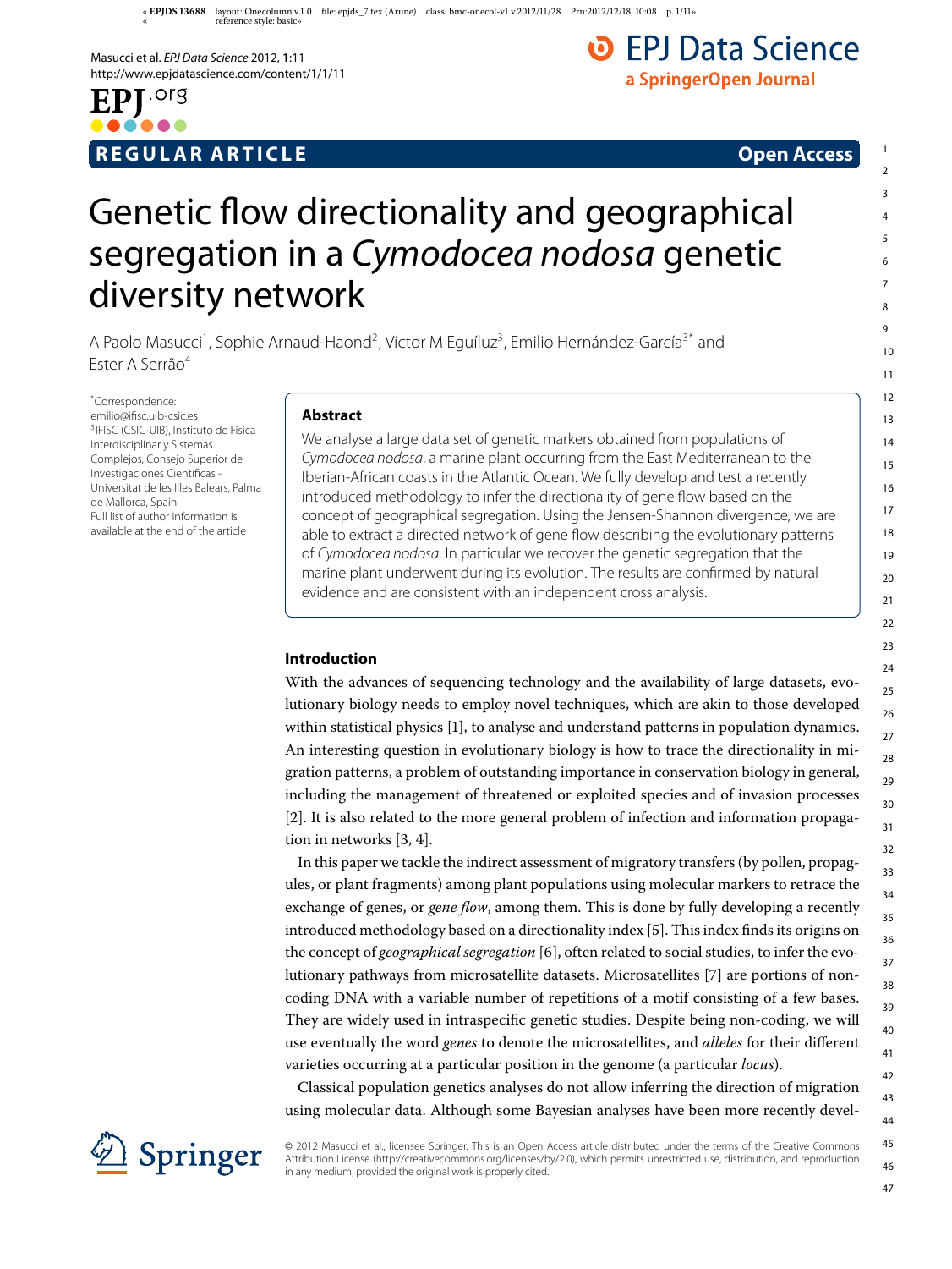**REGULAR ARTICLE** **Open Access**

# Genetic flow directionality and geographical segregation in a *Cymodocea nodosa* genetic diversity network

A Paolo Masucci[1], Sophie Arnaud-Haond[2], Víctor M Eguíluz[3], Emilio Hernández-García[3*] and Ester A Serrão[4]

*Correspondence: emilio@ifisc.uib-csic.es
[3]IFISC (CSIC-UIB), Instituto de Física Interdisciplinar y Sistemas Complejos, Consejo Superior de Investigaciones Científicas - Universitat de les Illes Balears, Palma de Mallorca, Spain
Full list of author information is available at the end of the article

## Abstract

We analyse a large data set of genetic markers obtained from populations of *Cymodocea nodosa*, a marine plant occurring from the East Mediterranean to the Iberian-African coasts in the Atlantic Ocean. We fully develop and test a recently introduced methodology to infer the directionality of gene flow based on the concept of geographical segregation. Using the Jensen-Shannon divergence, we are able to extract a directed network of gene flow describing the evolutionary patterns of *Cymodocea nodosa*. In particular we recover the genetic segregation that the marine plant underwent during its evolution. The results are confirmed by natural evidence and are consistent with an independent cross analysis.

## Introduction

With the advances of sequencing technology and the availability of large datasets, evolutionary biology needs to employ novel techniques, which are akin to those developed within statistical physics [1], to analyse and understand patterns in population dynamics. An interesting question in evolutionary biology is how to trace the directionality in migration patterns, a problem of outstanding importance in conservation biology in general, including the management of threatened or exploited species and of invasion processes [2]. It is also related to the more general problem of infection and information propagation in networks [3, 4].

In this paper we tackle the indirect assessment of migratory transfers (by pollen, propagules, or plant fragments) among plant populations using molecular markers to retrace the exchange of genes, or *gene flow*, among them. This is done by fully developing a recently introduced methodology based on a directionality index [5]. This index finds its origins on the concept of *geographical segregation* [6], often related to social studies, to infer the evolutionary pathways from microsatellite datasets. Microsatellites [7] are portions of noncoding DNA with a variable number of repetitions of a motif consisting of a few bases. They are widely used in intraspecific genetic studies. Despite being non-coding, we will use eventually the word *genes* to denote the microsatellites, and *alleles* for their different varieties occurring at a particular position in the genome (a particular *locus*).

Classical population genetics analyses do not allow inferring the direction of migration using molecular data. Although some Bayesian analyses have been more recently devel-

© 2012 Masucci et al.; licensee Springer. This is an Open Access article distributed under the terms of the Creative Commons Attribution License (http://creativecommons.org/licenses/by/2.0), which permits unrestricted use, distribution, and reproduction in any medium, provided the original work is properly cited.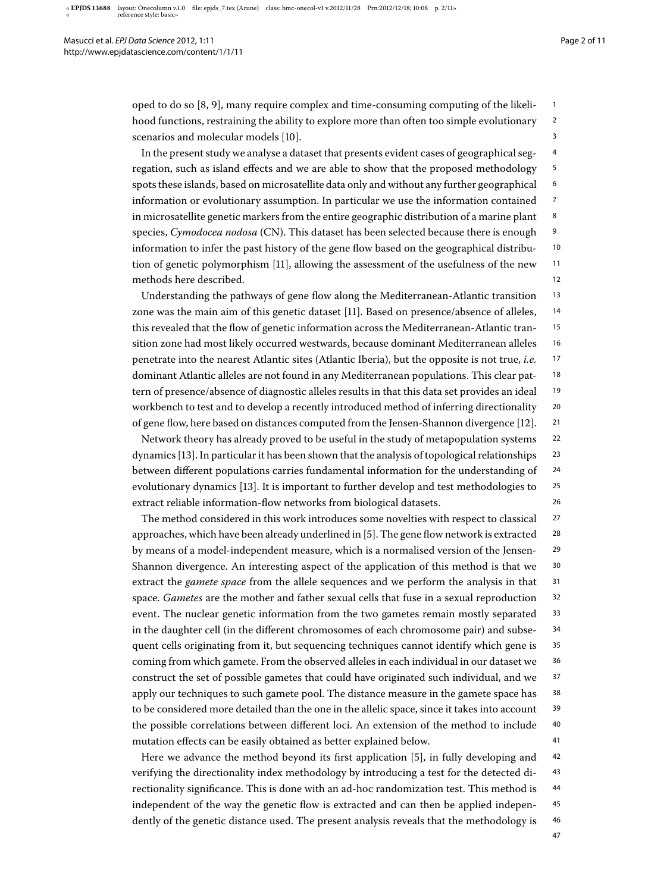oped to do so [8, 9], many require complex and time-consuming computing of the likelihood functions, restraining the ability to explore more than often too simple evolutionary scenarios and molecular models [10].

In the present study we analyse a dataset that presents evident cases of geographical segregation, such as island effects and we are able to show that the proposed methodology spots these islands, based on microsatellite data only and without any further geographical information or evolutionary assumption. In particular we use the information contained in microsatellite genetic markers from the entire geographic distribution of a marine plant species, *Cymodocea nodosa* (CN). This dataset has been selected because there is enough information to infer the past history of the gene flow based on the geographical distribution of genetic polymorphism [11], allowing the assessment of the usefulness of the new methods here described.

Understanding the pathways of gene flow along the Mediterranean-Atlantic transition zone was the main aim of this genetic dataset [11]. Based on presence/absence of alleles, this revealed that the flow of genetic information across the Mediterranean-Atlantic transition zone had most likely occurred westwards, because dominant Mediterranean alleles penetrate into the nearest Atlantic sites (Atlantic Iberia), but the opposite is not true, *i.e.* dominant Atlantic alleles are not found in any Mediterranean populations. This clear pattern of presence/absence of diagnostic alleles results in that this data set provides an ideal workbench to test and to develop a recently introduced method of inferring directionality of gene flow, here based on distances computed from the Jensen-Shannon divergence [12].

Network theory has already proved to be useful in the study of metapopulation systems dynamics [13]. In particular it has been shown that the analysis of topological relationships between different populations carries fundamental information for the understanding of evolutionary dynamics [13]. It is important to further develop and test methodologies to extract reliable information-flow networks from biological datasets.

The method considered in this work introduces some novelties with respect to classical approaches, which have been already underlined in [5]. The gene flow network is extracted by means of a model-independent measure, which is a normalised version of the Jensen-Shannon divergence. An interesting aspect of the application of this method is that we extract the *gamete space* from the allele sequences and we perform the analysis in that space. *Gametes* are the mother and father sexual cells that fuse in a sexual reproduction event. The nuclear genetic information from the two gametes remain mostly separated in the daughter cell (in the different chromosomes of each chromosome pair) and subsequent cells originating from it, but sequencing techniques cannot identify which gene is coming from which gamete. From the observed alleles in each individual in our dataset we construct the set of possible gametes that could have originated such individual, and we apply our techniques to such gamete pool. The distance measure in the gamete space has to be considered more detailed than the one in the allelic space, since it takes into account the possible correlations between different loci. An extension of the method to include mutation effects can be easily obtained as better explained below.

Here we advance the method beyond its first application [5], in fully developing and verifying the directionality index methodology by introducing a test for the detected directionality significance. This is done with an ad-hoc randomization test. This method is independent of the way the genetic flow is extracted and can then be applied independently of the genetic distance used. The present analysis reveals that the methodology is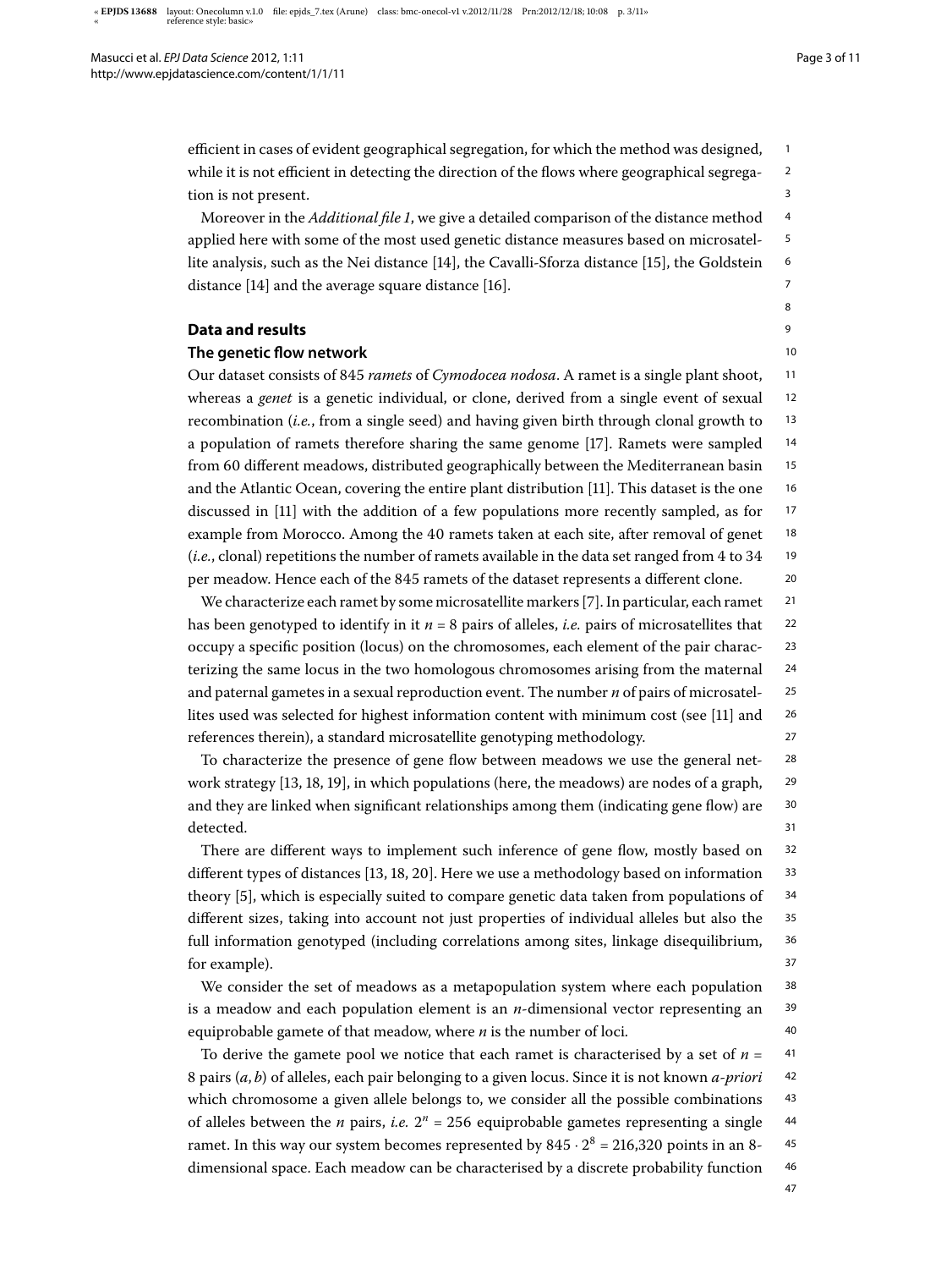efficient in cases of evident geographical segregation, for which the method was designed, while it is not efficient in detecting the direction of the flows where geographical segregation is not present.

Moreover in the *Additional file 1*, we give a detailed comparison of the distance method applied here with some of the most used genetic distance measures based on microsatellite analysis, such as the Nei distance [14], the Cavalli-Sforza distance [15], the Goldstein distance [14] and the average square distance [16].

## Data and results

### The genetic flow network

Our dataset consists of 845 *ramets* of *Cymodocea nodosa*. A ramet is a single plant shoot, whereas a *genet* is a genetic individual, or clone, derived from a single event of sexual recombination (*i.e.*, from a single seed) and having given birth through clonal growth to a population of ramets therefore sharing the same genome [17]. Ramets were sampled from 60 different meadows, distributed geographically between the Mediterranean basin and the Atlantic Ocean, covering the entire plant distribution [11]. This dataset is the one discussed in [11] with the addition of a few populations more recently sampled, as for example from Morocco. Among the 40 ramets taken at each site, after removal of genet (*i.e.*, clonal) repetitions the number of ramets available in the data set ranged from 4 to 34 per meadow. Hence each of the 845 ramets of the dataset represents a different clone.

We characterize each ramet by some microsatellite markers [7]. In particular, each ramet has been genotyped to identify in it $n = 8$ pairs of alleles, *i.e.* pairs of microsatellites that occupy a specific position (locus) on the chromosomes, each element of the pair characterizing the same locus in the two homologous chromosomes arising from the maternal and paternal gametes in a sexual reproduction event. The number $n$ of pairs of microsatellites used was selected for highest information content with minimum cost (see [11] and references therein), a standard microsatellite genotyping methodology.

To characterize the presence of gene flow between meadows we use the general network strategy [13, 18, 19], in which populations (here, the meadows) are nodes of a graph, and they are linked when significant relationships among them (indicating gene flow) are detected.

There are different ways to implement such inference of gene flow, mostly based on different types of distances [13, 18, 20]. Here we use a methodology based on information theory [5], which is especially suited to compare genetic data taken from populations of different sizes, taking into account not just properties of individual alleles but also the full information genotyped (including correlations among sites, linkage disequilibrium, for example).

We consider the set of meadows as a metapopulation system where each population is a meadow and each population element is an $n$-dimensional vector representing an equiprobable gamete of that meadow, where $n$ is the number of loci.

To derive the gamete pool we notice that each ramet is characterised by a set of $n = 8$ pairs $(a, b)$ of alleles, each pair belonging to a given locus. Since it is not known *a-priori* which chromosome a given allele belongs to, we consider all the possible combinations of alleles between the $n$ pairs, *i.e.* $2^n = 256$ equiprobable gametes representing a single ramet. In this way our system becomes represented by $845 \cdot 2^8 = 216{,}320$ points in an 8-dimensional space. Each meadow can be characterised by a discrete probability function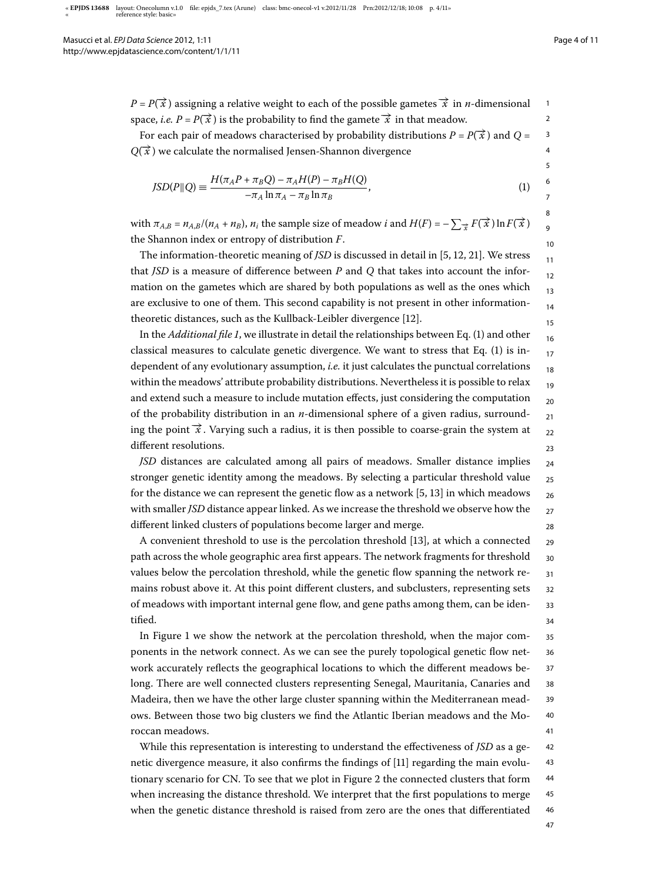$P = P(\vec{x})$ assigning a relative weight to each of the possible gametes $\vec{x}$ in $n$-dimensional space, *i.e.* $P = P(\vec{x})$ is the probability to find the gamete $\vec{x}$ in that meadow.

For each pair of meadows characterised by probability distributions $P = P(\vec{x})$ and $Q = Q(\vec{x})$ we calculate the normalised Jensen-Shannon divergence

$$JSD(P\|Q) \equiv \frac{H(\pi_A P + \pi_B Q) - \pi_A H(P) - \pi_B H(Q)}{-\pi_A \ln \pi_A - \pi_B \ln \pi_B}, \tag{1}$$

with $\pi_{A,B} = n_{A,B}/(n_A + n_B)$, $n_i$ the sample size of meadow $i$ and $H(F) = -\sum_{\vec{x}} F(\vec{x}) \ln F(\vec{x})$ the Shannon index or entropy of distribution $F$.

The information-theoretic meaning of *JSD* is discussed in detail in [5, 12, 21]. We stress that *JSD* is a measure of difference between $P$ and $Q$ that takes into account the information on the gametes which are shared by both populations as well as the ones which are exclusive to one of them. This second capability is not present in other information-theoretic distances, such as the Kullback-Leibler divergence [12].

In the *Additional file 1*, we illustrate in detail the relationships between Eq. (1) and other classical measures to calculate genetic divergence. We want to stress that Eq. (1) is independent of any evolutionary assumption, *i.e.* it just calculates the punctual correlations within the meadows' attribute probability distributions. Nevertheless it is possible to relax and extend such a measure to include mutation effects, just considering the computation of the probability distribution in an $n$-dimensional sphere of a given radius, surrounding the point $\vec{x}$. Varying such a radius, it is then possible to coarse-grain the system at different resolutions.

*JSD* distances are calculated among all pairs of meadows. Smaller distance implies stronger genetic identity among the meadows. By selecting a particular threshold value for the distance we can represent the genetic flow as a network [5, 13] in which meadows with smaller *JSD* distance appear linked. As we increase the threshold we observe how the different linked clusters of populations become larger and merge.

A convenient threshold to use is the percolation threshold [13], at which a connected path across the whole geographic area first appears. The network fragments for threshold values below the percolation threshold, while the genetic flow spanning the network remains robust above it. At this point different clusters, and subclusters, representing sets of meadows with important internal gene flow, and gene paths among them, can be identified.

In Figure 1 we show the network at the percolation threshold, when the major components in the network connect. As we can see the purely topological genetic flow network accurately reflects the geographical locations to which the different meadows belong. There are well connected clusters representing Senegal, Mauritania, Canaries and Madeira, then we have the other large cluster spanning within the Mediterranean meadows. Between those two big clusters we find the Atlantic Iberian meadows and the Moroccan meadows.

While this representation is interesting to understand the effectiveness of *JSD* as a genetic divergence measure, it also confirms the findings of [11] regarding the main evolutionary scenario for CN. To see that we plot in Figure 2 the connected clusters that form when increasing the distance threshold. We interpret that the first populations to merge when the genetic distance threshold is raised from zero are the ones that differentiated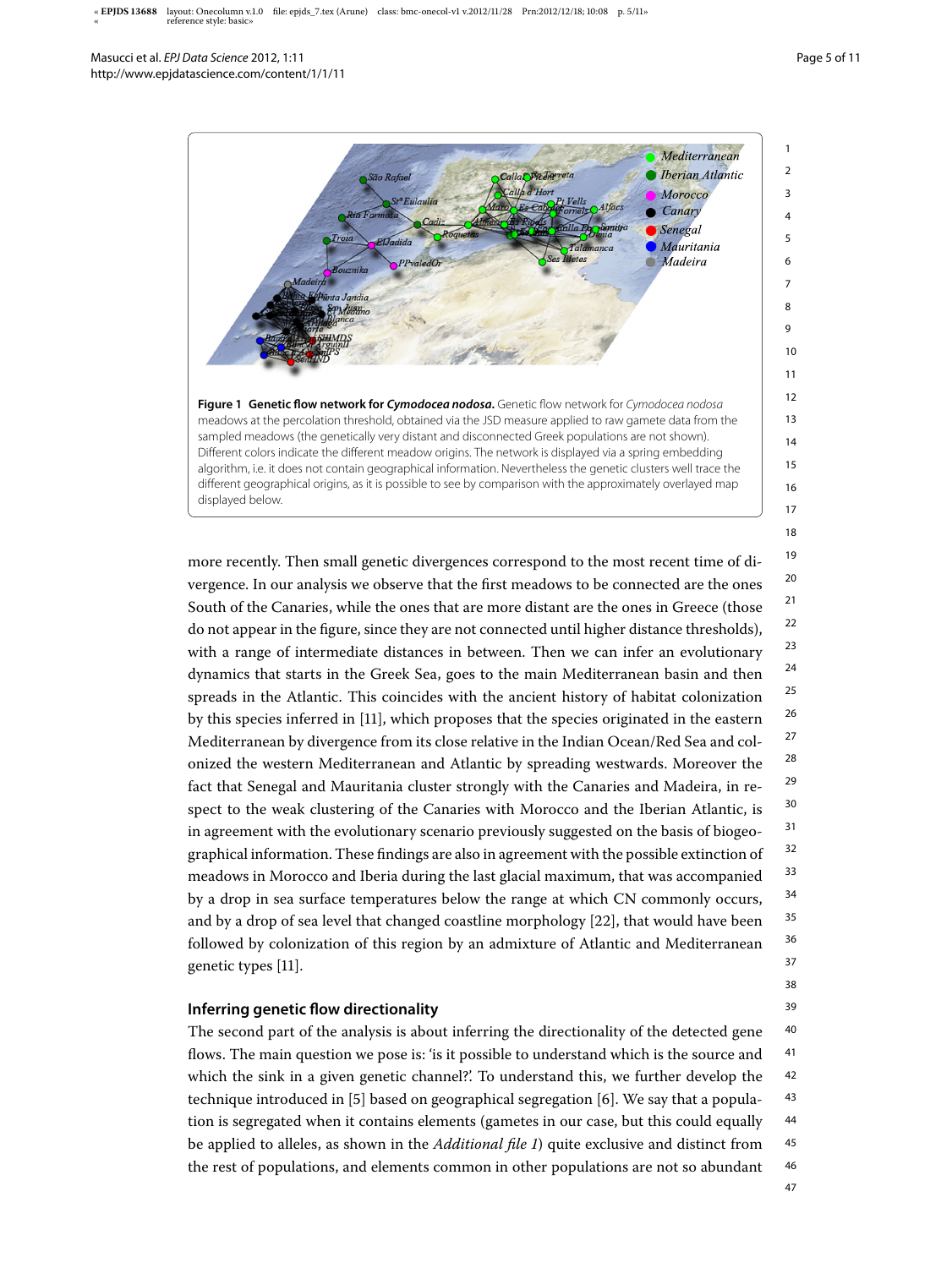**Figure 1 Genetic flow network for *Cymodocea nodosa*.** Genetic flow network for *Cymodocea nodosa* meadows at the percolation threshold, obtained via the JSD measure applied to raw gamete data from the sampled meadows (the genetically very distant and disconnected Greek populations are not shown). Different colors indicate the different meadow origins. The network is displayed via a spring embedding algorithm, i.e. it does not contain geographical information. Nevertheless the genetic clusters well trace the different geographical origins, as it is possible to see by comparison with the approximately overlayed map displayed below.

more recently. Then small genetic divergences correspond to the most recent time of divergence. In our analysis we observe that the first meadows to be connected are the ones South of the Canaries, while the ones that are more distant are the ones in Greece (those do not appear in the figure, since they are not connected until higher distance thresholds), with a range of intermediate distances in between. Then we can infer an evolutionary dynamics that starts in the Greek Sea, goes to the main Mediterranean basin and then spreads in the Atlantic. This coincides with the ancient history of habitat colonization by this species inferred in [11], which proposes that the species originated in the eastern Mediterranean by divergence from its close relative in the Indian Ocean/Red Sea and colonized the western Mediterranean and Atlantic by spreading westwards. Moreover the fact that Senegal and Mauritania cluster strongly with the Canaries and Madeira, in respect to the weak clustering of the Canaries with Morocco and the Iberian Atlantic, is in agreement with the evolutionary scenario previously suggested on the basis of biogeographical information. These findings are also in agreement with the possible extinction of meadows in Morocco and Iberia during the last glacial maximum, that was accompanied by a drop in sea surface temperatures below the range at which CN commonly occurs, and by a drop of sea level that changed coastline morphology [22], that would have been followed by colonization of this region by an admixture of Atlantic and Mediterranean genetic types [11].

## Inferring genetic flow directionality

The second part of the analysis is about inferring the directionality of the detected gene flows. The main question we pose is: 'is it possible to understand which is the source and which the sink in a given genetic channel?'. To understand this, we further develop the technique introduced in [5] based on geographical segregation [6]. We say that a population is segregated when it contains elements (gametes in our case, but this could equally be applied to alleles, as shown in the *Additional file 1*) quite exclusive and distinct from the rest of populations, and elements common in other populations are not so abundant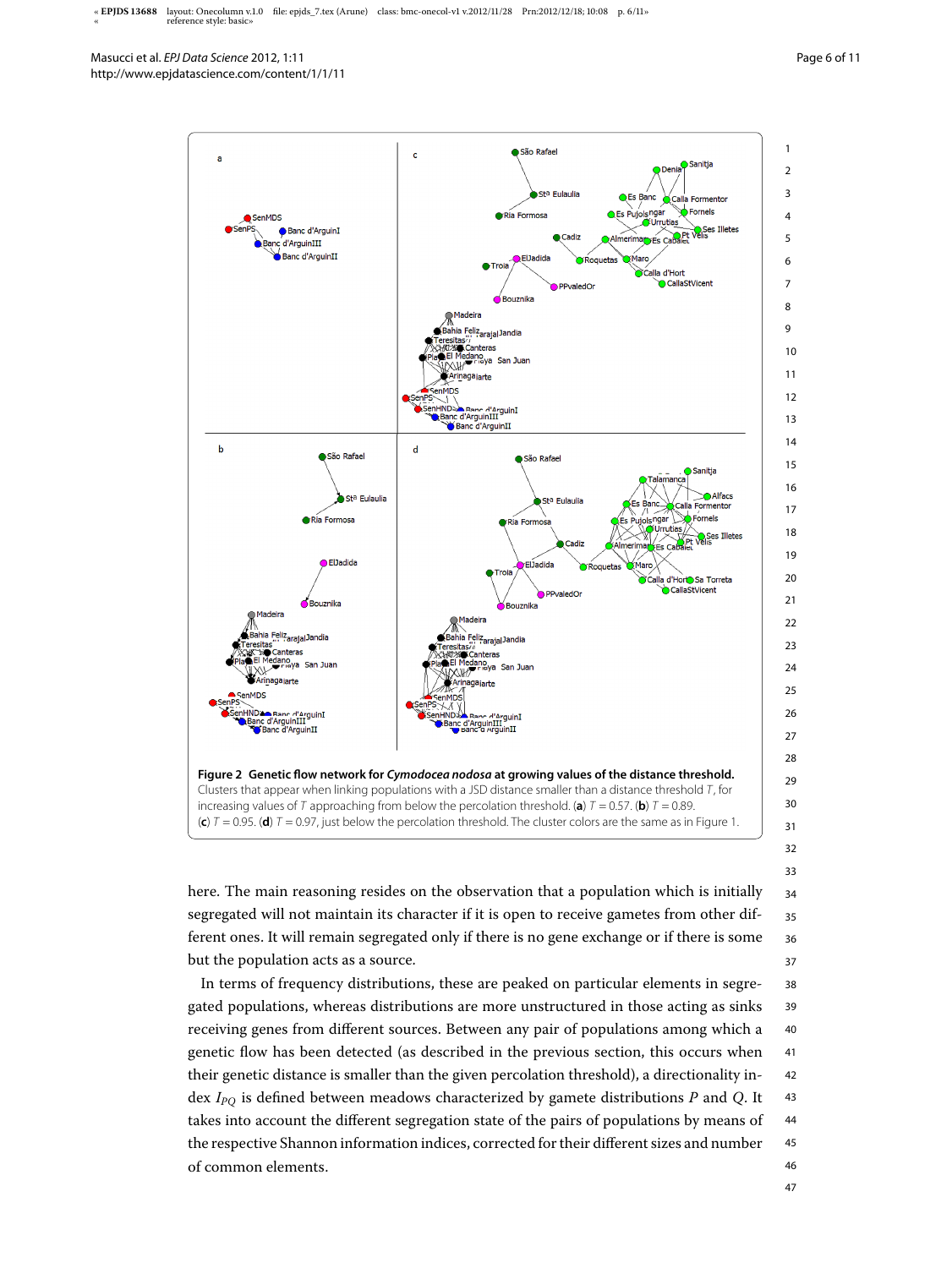**Figure 2 Genetic flow network for *Cymodocea nodosa* at growing values of the distance threshold.** Clusters that appear when linking populations with a JSD distance smaller than a distance threshold $T$, for increasing values of $T$ approaching from below the percolation threshold. (**a**) $T = 0.57$. (**b**) $T = 0.89$. (**c**) $T = 0.95$. (**d**) $T = 0.97$, just below the percolation threshold. The cluster colors are the same as in Figure 1.

here. The main reasoning resides on the observation that a population which is initially segregated will not maintain its character if it is open to receive gametes from other different ones. It will remain segregated only if there is no gene exchange or if there is some but the population acts as a source.

In terms of frequency distributions, these are peaked on particular elements in segregated populations, whereas distributions are more unstructured in those acting as sinks receiving genes from different sources. Between any pair of populations among which a genetic flow has been detected (as described in the previous section, this occurs when their genetic distance is smaller than the given percolation threshold), a directionality index $I_{PQ}$ is defined between meadows characterized by gamete distributions $P$ and $Q$. It takes into account the different segregation state of the pairs of populations by means of the respective Shannon information indices, corrected for their different sizes and number of common elements.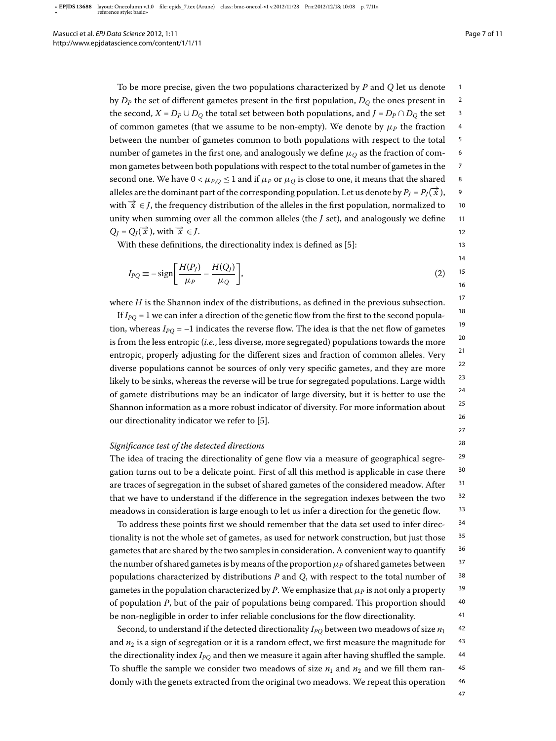To be more precise, given the two populations characterized by $P$ and $Q$ let us denote by $D_P$ the set of different gametes present in the first population, $D_Q$ the ones present in the second, $X = D_P \cup D_Q$ the total set between both populations, and $J = D_P \cap D_Q$ the set of common gametes (that we assume to be non-empty). We denote by $\mu_P$ the fraction between the number of gametes common to both populations with respect to the total number of gametes in the first one, and analogously we define $\mu_Q$ as the fraction of common gametes between both populations with respect to the total number of gametes in the second one. We have $0 < \mu_{P,Q} \leq 1$ and if $\mu_P$ or $\mu_Q$ is close to one, it means that the shared alleles are the dominant part of the corresponding population. Let us denote by $P_J = P_J(\vec{x})$, with $\vec{x} \in J$, the frequency distribution of the alleles in the first population, normalized to unity when summing over all the common alleles (the $J$ set), and analogously we define $Q_J = Q_J(\vec{x})$, with $\vec{x} \in J$.

With these definitions, the directionality index is defined as [5]:

$$I_{PQ} \equiv -\operatorname{sign}\left[\frac{H(P_J)}{\mu_P} - \frac{H(Q_J)}{\mu_Q}\right], \tag{2}$$

where $H$ is the Shannon index of the distributions, as defined in the previous subsection.

If $I_{PQ} = 1$ we can infer a direction of the genetic flow from the first to the second population, whereas $I_{PQ} = -1$ indicates the reverse flow. The idea is that the net flow of gametes is from the less entropic (*i.e.*, less diverse, more segregated) populations towards the more entropic, properly adjusting for the different sizes and fraction of common alleles. Very diverse populations cannot be sources of only very specific gametes, and they are more likely to be sinks, whereas the reverse will be true for segregated populations. Large width of gamete distributions may be an indicator of large diversity, but it is better to use the Shannon information as a more robust indicator of diversity. For more information about our directionality indicator we refer to [5].

*Significance test of the detected directions*

The idea of tracing the directionality of gene flow via a measure of geographical segregation turns out to be a delicate point. First of all this method is applicable in case there are traces of segregation in the subset of shared gametes of the considered meadow. After that we have to understand if the difference in the segregation indexes between the two meadows in consideration is large enough to let us infer a direction for the genetic flow.

To address these points first we should remember that the data set used to infer directionality is not the whole set of gametes, as used for network construction, but just those gametes that are shared by the two samples in consideration. A convenient way to quantify the number of shared gametes is by means of the proportion $\mu_P$ of shared gametes between populations characterized by distributions $P$ and $Q$, with respect to the total number of gametes in the population characterized by $P$. We emphasize that $\mu_P$ is not only a property of population $P$, but of the pair of populations being compared. This proportion should be non-negligible in order to infer reliable conclusions for the flow directionality.

Second, to understand if the detected directionality $I_{PQ}$ between two meadows of size $n_1$ and $n_2$ is a sign of segregation or it is a random effect, we first measure the magnitude for the directionality index $I_{PQ}$ and then we measure it again after having shuffled the sample. To shuffle the sample we consider two meadows of size $n_1$ and $n_2$ and we fill them randomly with the genets extracted from the original two meadows. We repeat this operation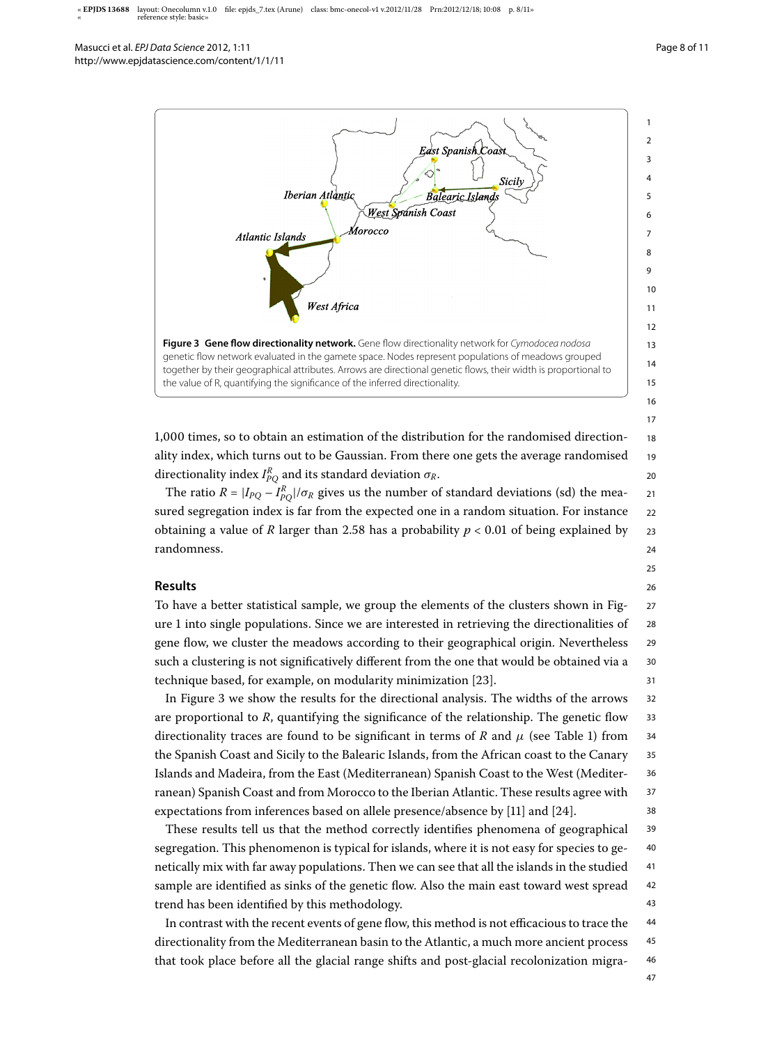**Figure 3 Gene flow directionality network.** Gene flow directionality network for *Cymodocea nodosa* genetic flow network evaluated in the gamete space. Nodes represent populations of meadows grouped together by their geographical attributes. Arrows are directional genetic flows, their width is proportional to the value of R, quantifying the significance of the inferred directionality.

1,000 times, so to obtain an estimation of the distribution for the randomised directionality index, which turns out to be Gaussian. From there one gets the average randomised directionality index $I^R_{PQ}$ and its standard deviation $\sigma_R$.

The ratio $R = |I_{PQ} - I^R_{PQ}|/\sigma_R$ gives us the number of standard deviations (sd) the measured segregation index is far from the expected one in a random situation. For instance obtaining a value of $R$ larger than 2.58 has a probability $p < 0.01$ of being explained by randomness.

## Results

To have a better statistical sample, we group the elements of the clusters shown in Figure 1 into single populations. Since we are interested in retrieving the directionalities of gene flow, we cluster the meadows according to their geographical origin. Nevertheless such a clustering is not significatively different from the one that would be obtained via a technique based, for example, on modularity minimization [23].

In Figure 3 we show the results for the directional analysis. The widths of the arrows are proportional to $R$, quantifying the significance of the relationship. The genetic flow directionality traces are found to be significant in terms of $R$ and $\mu$ (see Table 1) from the Spanish Coast and Sicily to the Balearic Islands, from the African coast to the Canary Islands and Madeira, from the East (Mediterranean) Spanish Coast to the West (Mediterranean) Spanish Coast and from Morocco to the Iberian Atlantic. These results agree with expectations from inferences based on allele presence/absence by [11] and [24].

These results tell us that the method correctly identifies phenomena of geographical segregation. This phenomenon is typical for islands, where it is not easy for species to genetically mix with far away populations. Then we can see that all the islands in the studied sample are identified as sinks of the genetic flow. Also the main east toward west spread trend has been identified by this methodology.

In contrast with the recent events of gene flow, this method is not efficacious to trace the directionality from the Mediterranean basin to the Atlantic, a much more ancient process that took place before all the glacial range shifts and post-glacial recolonization migra-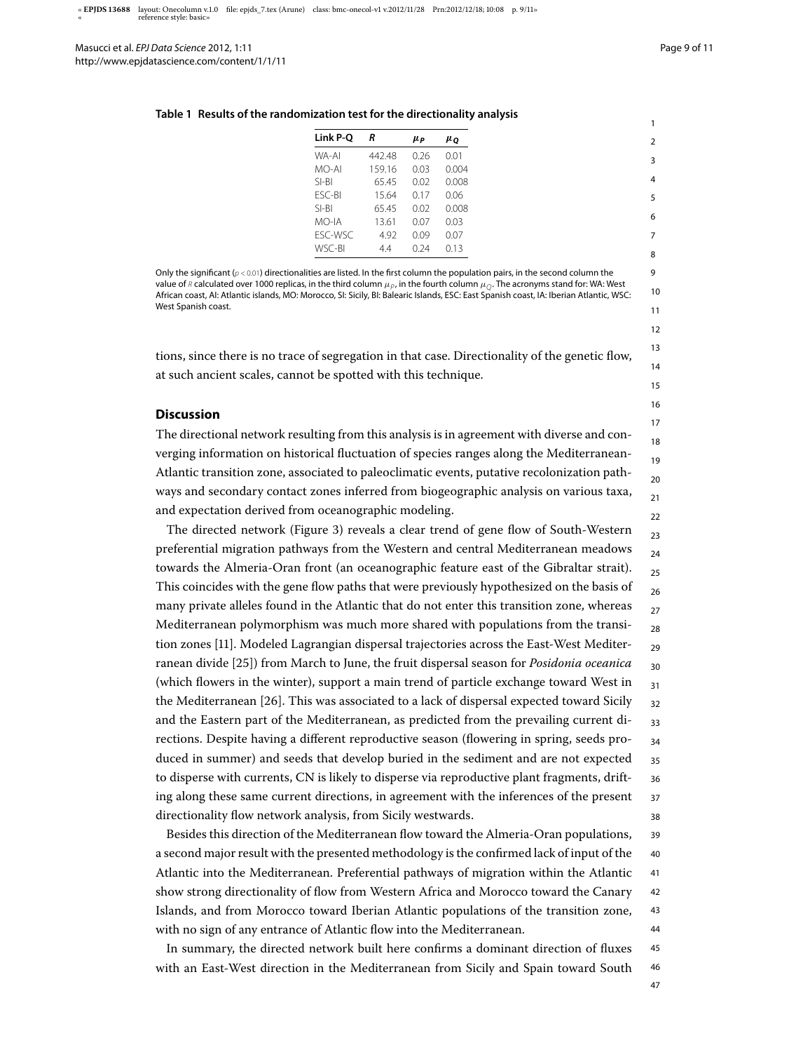**Table 1 Results of the randomization test for the directionality analysis**

| Link P-Q | $R$ | $\mu_P$ | $\mu_Q$ |
|---|---|---|---|
| WA-AI | 442.48 | 0.26 | 0.01 |
| MO-AI | 159.16 | 0.03 | 0.004 |
| SI-BI | 65.45 | 0.02 | 0.008 |
| ESC-BI | 15.64 | 0.17 | 0.06 |
| SI-BI | 65.45 | 0.02 | 0.008 |
| MO-IA | 13.61 | 0.07 | 0.03 |
| ESC-WSC | 4.92 | 0.09 | 0.07 |
| WSC-BI | 4.4 | 0.24 | 0.13 |

Only the significant ($p < 0.01$) directionalities are listed. In the first column the population pairs, in the second column the value of $R$ calculated over 1000 replicas, in the third column $\mu_P$, in the fourth column $\mu_Q$. The acronyms stand for: WA: West African coast, AI: Atlantic islands, MO: Morocco, SI: Sicily, BI: Balearic Islands, ESC: East Spanish coast, IA: Iberian Atlantic, WSC: West Spanish coast.

tions, since there is no trace of segregation in that case. Directionality of the genetic flow, at such ancient scales, cannot be spotted with this technique.

## Discussion

The directional network resulting from this analysis is in agreement with diverse and converging information on historical fluctuation of species ranges along the Mediterranean-Atlantic transition zone, associated to paleoclimatic events, putative recolonization pathways and secondary contact zones inferred from biogeographic analysis on various taxa, and expectation derived from oceanographic modeling.

The directed network (Figure 3) reveals a clear trend of gene flow of South-Western preferential migration pathways from the Western and central Mediterranean meadows towards the Almeria-Oran front (an oceanographic feature east of the Gibraltar strait). This coincides with the gene flow paths that were previously hypothesized on the basis of many private alleles found in the Atlantic that do not enter this transition zone, whereas Mediterranean polymorphism was much more shared with populations from the transition zones [11]. Modeled Lagrangian dispersal trajectories across the East-West Mediterranean divide [25]) from March to June, the fruit dispersal season for *Posidonia oceanica* (which flowers in the winter), support a main trend of particle exchange toward West in the Mediterranean [26]. This was associated to a lack of dispersal expected toward Sicily and the Eastern part of the Mediterranean, as predicted from the prevailing current directions. Despite having a different reproductive season (flowering in spring, seeds produced in summer) and seeds that develop buried in the sediment and are not expected to disperse with currents, CN is likely to disperse via reproductive plant fragments, drifting along these same current directions, in agreement with the inferences of the present directionality flow network analysis, from Sicily westwards.

Besides this direction of the Mediterranean flow toward the Almeria-Oran populations, a second major result with the presented methodology is the confirmed lack of input of the Atlantic into the Mediterranean. Preferential pathways of migration within the Atlantic show strong directionality of flow from Western Africa and Morocco toward the Canary Islands, and from Morocco toward Iberian Atlantic populations of the transition zone, with no sign of any entrance of Atlantic flow into the Mediterranean.

In summary, the directed network built here confirms a dominant direction of fluxes with an East-West direction in the Mediterranean from Sicily and Spain toward South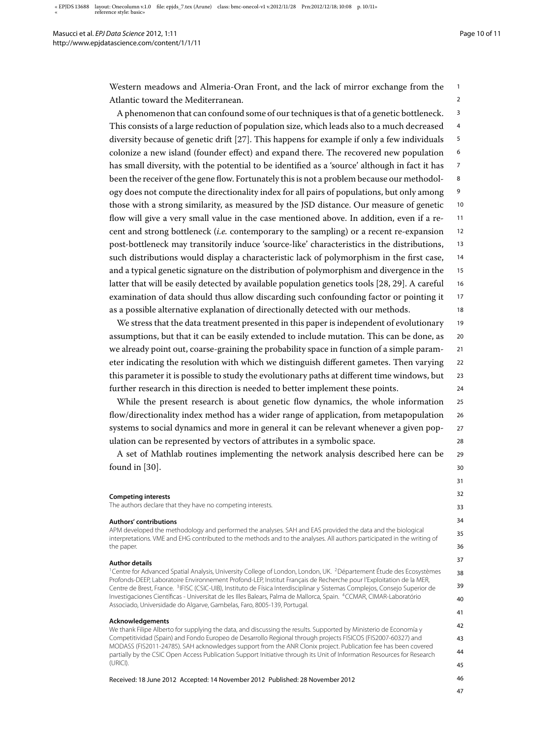Western meadows and Almeria-Oran Front, and the lack of mirror exchange from the Atlantic toward the Mediterranean.

A phenomenon that can confound some of our techniques is that of a genetic bottleneck. This consists of a large reduction of population size, which leads also to a much decreased diversity because of genetic drift [27]. This happens for example if only a few individuals colonize a new island (founder effect) and expand there. The recovered new population has small diversity, with the potential to be identified as a 'source' although in fact it has been the receiver of the gene flow. Fortunately this is not a problem because our methodology does not compute the directionality index for all pairs of populations, but only among those with a strong similarity, as measured by the JSD distance. Our measure of genetic flow will give a very small value in the case mentioned above. In addition, even if a recent and strong bottleneck (*i.e.* contemporary to the sampling) or a recent re-expansion post-bottleneck may transitorily induce 'source-like' characteristics in the distributions, such distributions would display a characteristic lack of polymorphism in the first case, and a typical genetic signature on the distribution of polymorphism and divergence in the latter that will be easily detected by available population genetics tools [28, 29]. A careful examination of data should thus allow discarding such confounding factor or pointing it as a possible alternative explanation of directionally detected with our methods.

We stress that the data treatment presented in this paper is independent of evolutionary assumptions, but that it can be easily extended to include mutation. This can be done, as we already point out, coarse-graining the probability space in function of a simple parameter indicating the resolution with which we distinguish different gametes. Then varying this parameter it is possible to study the evolutionary paths at different time windows, but further research in this direction is needed to better implement these points.

While the present research is about genetic flow dynamics, the whole information flow/directionality index method has a wider range of application, from metapopulation systems to social dynamics and more in general it can be relevant whenever a given population can be represented by vectors of attributes in a symbolic space.

A set of Mathlab routines implementing the network analysis described here can be found in [30].

**Competing interests**

The authors declare that they have no competing interests.

**Authors' contributions**

APM developed the methodology and performed the analyses. SAH and EAS provided the data and the biological interpretations. VME and EHG contributed to the methods and to the analyses. All authors participated in the writing of the paper.

**Author details**

[1]Centre for Advanced Spatial Analysis, University College of London, London, UK. [2]Département Étude des Ecosystèmes Profonds-DEEP, Laboratoire Environnement Profond-LEP, Institut Français de Recherche pour l'Exploitation de la MER, Centre de Brest, France. [3]IFISC (CSIC-UIB), Instituto de Física Interdisciplinar y Sistemas Complejos, Consejo Superior de Investigaciones Científicas - Universitat de les Illes Balears, Palma de Mallorca, Spain. [4]CCMAR, CIMAR-Laboratório Associado, Universidade do Algarve, Gambelas, Faro, 8005-139, Portugal.

**Acknowledgements**

We thank Filipe Alberto for supplying the data, and discussing the results. Supported by Ministerio de Economía y Competitividad (Spain) and Fondo Europeo de Desarrollo Regional through projects FISICOS (FIS2007-60327) and MODASS (FIS2011-24785). SAH acknowledges support from the ANR Clonix project. Publication fee has been covered partially by the CSIC Open Access Publication Support Initiative through its Unit of Information Resources for Research (URICI).

Received: 18 June 2012 Accepted: 14 November 2012 Published: 28 November 2012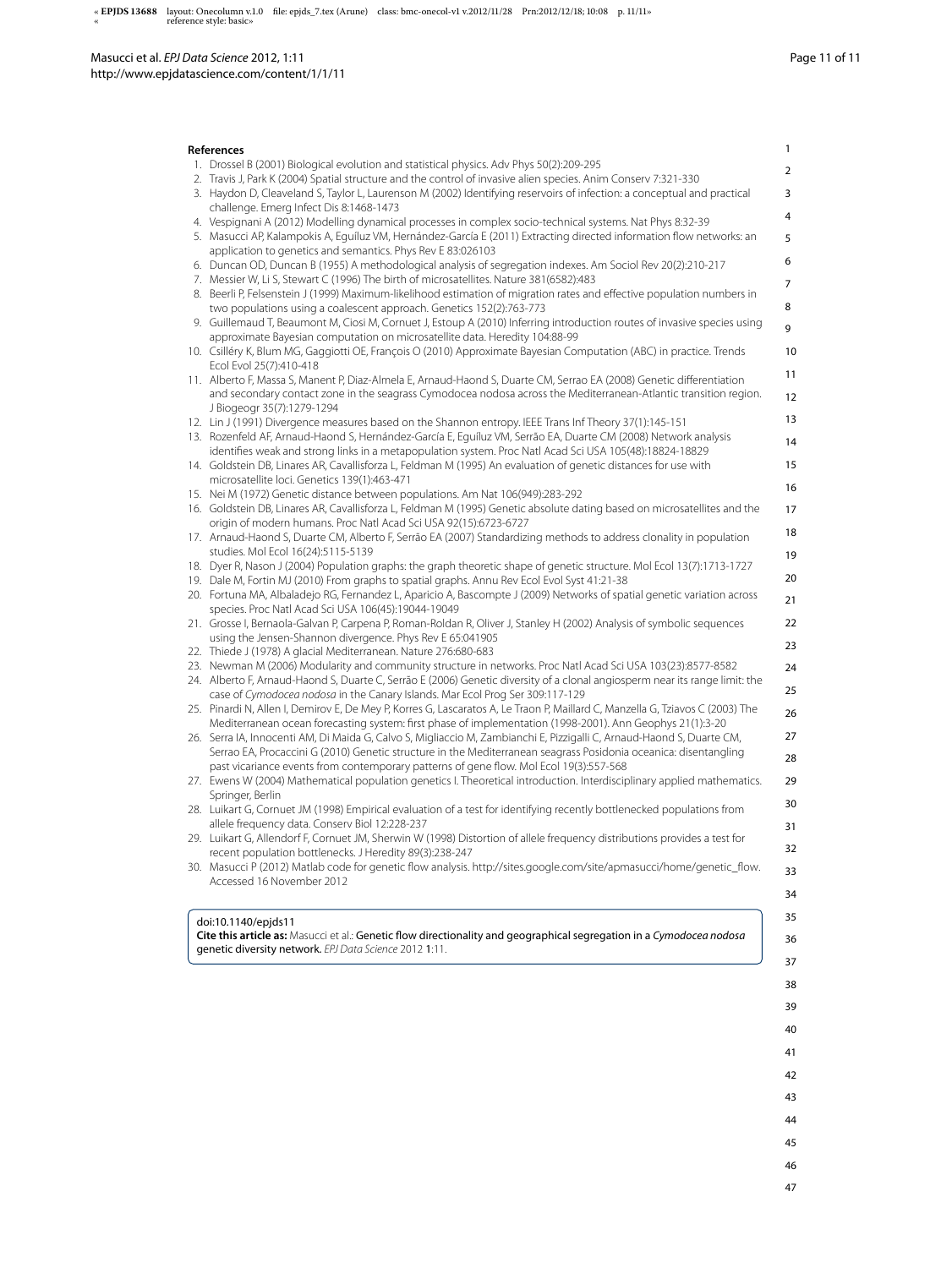## References

1. Drossel B (2001) Biological evolution and statistical physics. Adv Phys 50(2):209-295
2. Travis J, Park K (2004) Spatial structure and the control of invasive alien species. Anim Conserv 7:321-330
3. Haydon D, Cleaveland S, Taylor L, Laurenson M (2002) Identifying reservoirs of infection: a conceptual and practical challenge. Emerg Infect Dis 8:1468-1473
4. Vespignani A (2012) Modelling dynamical processes in complex socio-technical systems. Nat Phys 8:32-39
5. Masucci AP, Kalampokis A, Eguíluz VM, Hernández-García E (2011) Extracting directed information flow networks: an application to genetics and semantics. Phys Rev E 83:026103
6. Duncan OD, Duncan B (1955) A methodological analysis of segregation indexes. Am Sociol Rev 20(2):210-217
7. Messier W, Li S, Stewart C (1996) The birth of microsatellites. Nature 381(6582):483
8. Beerli P, Felsenstein J (1999) Maximum-likelihood estimation of migration rates and effective population numbers in two populations using a coalescent approach. Genetics 152(2):763-773
9. Guillemaud T, Beaumont M, Ciosi M, Cornuet J, Estoup A (2010) Inferring introduction routes of invasive species using approximate Bayesian computation on microsatellite data. Heredity 104:88-99
10. Csilléry K, Blum MG, Gaggiotti OE, François O (2010) Approximate Bayesian Computation (ABC) in practice. Trends Ecol Evol 25(7):410-418
11. Alberto F, Massa S, Manent P, Diaz-Almela E, Arnaud-Haond S, Duarte CM, Serrao EA (2008) Genetic differentiation and secondary contact zone in the seagrass Cymodocea nodosa across the Mediterranean-Atlantic transition region. J Biogeogr 35(7):1279-1294
12. Lin J (1991) Divergence measures based on the Shannon entropy. IEEE Trans Inf Theory 37(1):145-151
13. Rozenfeld AF, Arnaud-Haond S, Hernández-García E, Eguíluz VM, Serrão EA, Duarte CM (2008) Network analysis identifies weak and strong links in a metapopulation system. Proc Natl Acad Sci USA 105(48):18824-18829
14. Goldstein DB, Linares AR, Cavallisforza L, Feldman M (1995) An evaluation of genetic distances for use with microsatellite loci. Genetics 139(1):463-471
15. Nei M (1972) Genetic distance between populations. Am Nat 106(949):283-292
16. Goldstein DB, Linares AR, Cavallisforza L, Feldman M (1995) Genetic absolute dating based on microsatellites and the origin of modern humans. Proc Natl Acad Sci USA 92(15):6723-6727
17. Arnaud-Haond S, Duarte CM, Alberto F, Serrão EA (2007) Standardizing methods to address clonality in population studies. Mol Ecol 16(24):5115-5139
18. Dyer R, Nason J (2004) Population graphs: the graph theoretic shape of genetic structure. Mol Ecol 13(7):1713-1727
19. Dale M, Fortin MJ (2010) From graphs to spatial graphs. Annu Rev Ecol Evol Syst 41:21-38
20. Fortuna MA, Albaladejo RG, Fernandez L, Aparicio A, Bascompte J (2009) Networks of spatial genetic variation across species. Proc Natl Acad Sci USA 106(45):19044-19049
21. Grosse I, Bernaola-Galvan P, Carpena P, Roman-Roldan R, Oliver J, Stanley H (2002) Analysis of symbolic sequences using the Jensen-Shannon divergence. Phys Rev E 65:041905
22. Thiede J (1978) A glacial Mediterranean. Nature 276:680-683
23. Newman M (2006) Modularity and community structure in networks. Proc Natl Acad Sci USA 103(23):8577-8582
24. Alberto F, Arnaud-Haond S, Duarte C, Serrão E (2006) Genetic diversity of a clonal angiosperm near its range limit: the case of *Cymodocea nodosa* in the Canary Islands. Mar Ecol Prog Ser 309:117-129
25. Pinardi N, Allen I, Demirov E, De Mey P, Korres G, Lascaratos A, Le Traon P, Maillard C, Manzella G, Tziavos C (2003) The Mediterranean ocean forecasting system: first phase of implementation (1998-2001). Ann Geophys 21(1):3-20
26. Serra IA, Innocenti AM, Di Maida G, Calvo S, Migliaccio M, Zambianchi E, Pizzigalli C, Arnaud-Haond S, Duarte CM, Serrao EA, Procaccini G (2010) Genetic structure in the Mediterranean seagrass Posidonia oceanica: disentangling past vicariance events from contemporary patterns of gene flow. Mol Ecol 19(3):557-568
27. Ewens W (2004) Mathematical population genetics I. Theoretical introduction. Interdisciplinary applied mathematics. Springer, Berlin
28. Luikart G, Cornuet JM (1998) Empirical evaluation of a test for identifying recently bottlenecked populations from allele frequency data. Conserv Biol 12:228-237
29. Luikart G, Allendorf F, Cornuet JM, Sherwin W (1998) Distortion of allele frequency distributions provides a test for recent population bottlenecks. J Heredity 89(3):238-247
30. Masucci P (2012) Matlab code for genetic flow analysis. http://sites.google.com/site/apmasucci/home/genetic_flow. Accessed 16 November 2012

doi:10.1140/epjds11

**Cite this article as:** Masucci et al.: Genetic flow directionality and geographical segregation in a *Cymodocea nodosa* genetic diversity network. *EPJ Data Science* 2012 **1**:11.